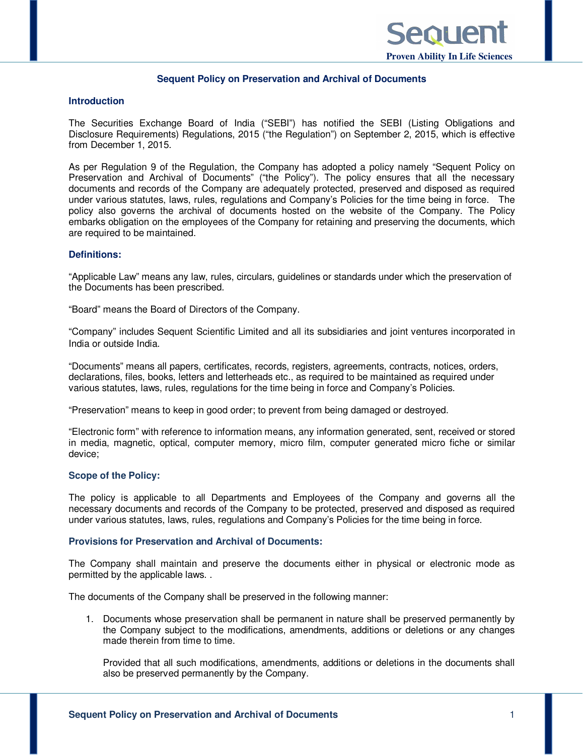# Sequent Policy on Preservation and Archival of Documents

## Introduction

The Securities Exchange Board of India ("SEBI") has notified the SEBI (Listing Obligations and Disclosure Requirements) Regulations, 2015 ("the Regulation") on September 2, 2015, which is effective from December 1, 2015.

As per Regulation 9 of the Regulation, the Company has adopted a policy namely "Sequent Policy on Preservation and Archival of Documents" ("the Policy"). The policy ensures that all the necessary documents and records of the Company are adequately protected, preserved and disposed as required under various statutes, laws, rules, regulations and Company's Policies for the time being in force. The policy also governs the archival of documents hosted on the website of the Company. The Policy embarks obligation on the employees of the Company for retaining and preserving the documents, which are required to be maintained.

## Definitions:

"Applicable Law" means any law, rules, circulars, guidelines or standards under which the preservation of the Documents has been prescribed.

"Board" means the Board of Directors of the Company.

"Company" includes Sequent Scientific Limited and all its subsidiaries and joint ventures incorporated in India or outside India.

"Documents" means all papers, certificates, records, registers, agreements, contracts, notices, orders, declarations, files, books, letters and letterheads etc., as required to be maintained as required under various statutes, laws, rules, regulations for the time being in force and Company's Policies.

"Preservation" means to keep in good order; to prevent from being damaged or destroyed.

"Electronic form" with reference to information means, any information generated, sent, received or stored in media, magnetic, optical, computer memory, micro film, computer generated micro fiche or similar device;

## Scope of the Policy:

The policy is applicable to all Departments and Employees of the Company and governs all the necessary documents and records of the Company to be protected, preserved and disposed as required under various statutes, laws, rules, regulations and Company's Policies for the time being in force.

## Provisions for Preservation and Archival of Documents:

The Company shall maintain and preserve the documents either in physical or electronic mode as permitted by the applicable laws. .

The documents of the Company shall be preserved in the following manner:

1. Documents whose preservation shall be permanent in nature shall be preserved permanently by the Company subject to the modifications, amendments, additions or deletions or any changes made therein from time to time.

   Provided that all such modifications, amendments, additions or deletions in the documents shall also be preserved permanently by the Company.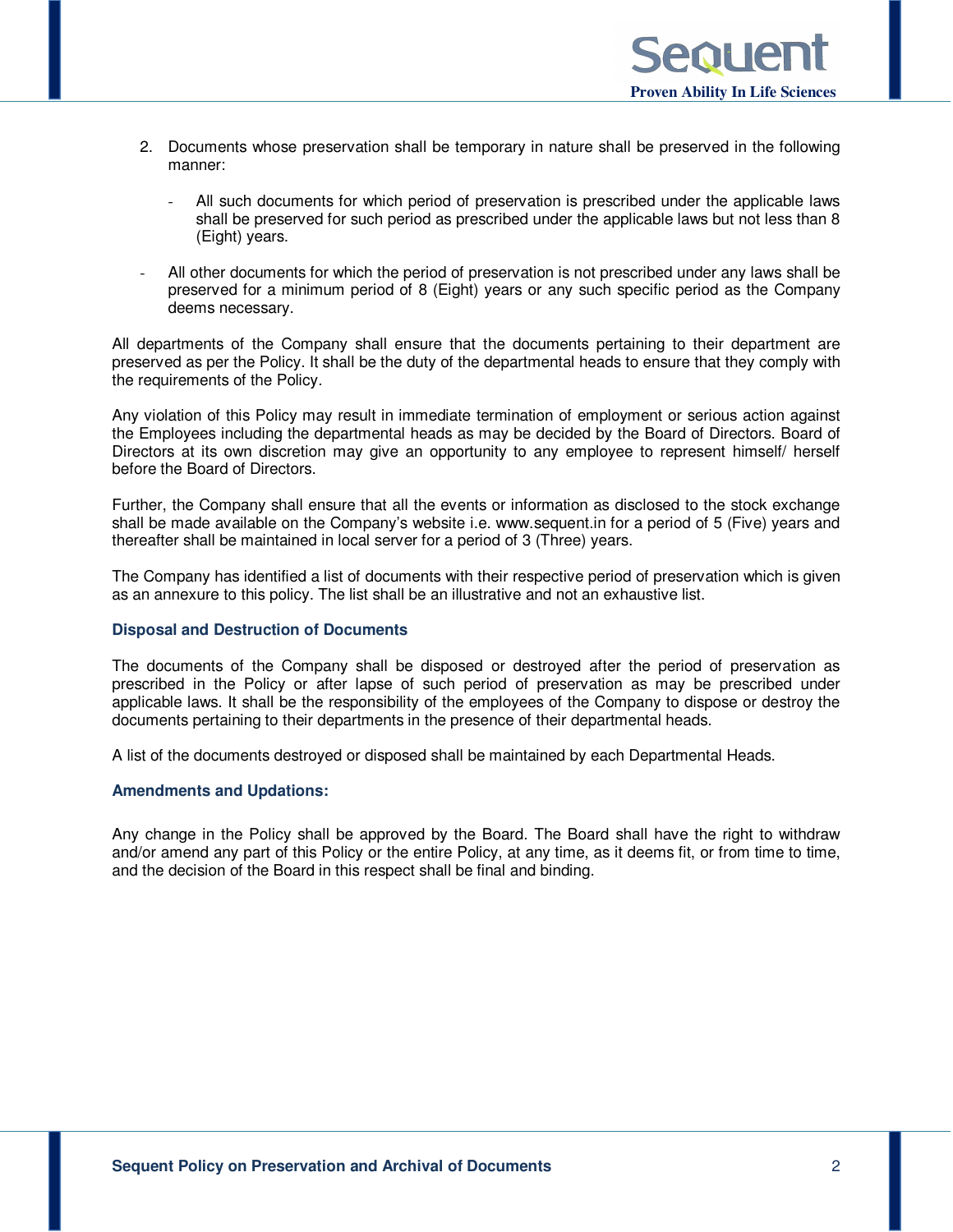2. Documents whose preservation shall be temporary in nature shall be preserved in the following manner:

    - All such documents for which period of preservation is prescribed under the applicable laws shall be preserved for such period as prescribed under the applicable laws but not less than 8 (Eight) years.

    - All other documents for which the period of preservation is not prescribed under any laws shall be preserved for a minimum period of 8 (Eight) years or any such specific period as the Company deems necessary.

All departments of the Company shall ensure that the documents pertaining to their department are preserved as per the Policy. It shall be the duty of the departmental heads to ensure that they comply with the requirements of the Policy.

Any violation of this Policy may result in immediate termination of employment or serious action against the Employees including the departmental heads as may be decided by the Board of Directors. Board of Directors at its own discretion may give an opportunity to any employee to represent himself/ herself before the Board of Directors.

Further, the Company shall ensure that all the events or information as disclosed to the stock exchange shall be made available on the Company's website i.e. www.sequent.in for a period of 5 (Five) years and thereafter shall be maintained in local server for a period of 3 (Three) years.

The Company has identified a list of documents with their respective period of preservation which is given as an annexure to this policy. The list shall be an illustrative and not an exhaustive list.

**Disposal and Destruction of Documents**

The documents of the Company shall be disposed or destroyed after the period of preservation as prescribed in the Policy or after lapse of such period of preservation as may be prescribed under applicable laws. It shall be the responsibility of the employees of the Company to dispose or destroy the documents pertaining to their departments in the presence of their departmental heads.

A list of the documents destroyed or disposed shall be maintained by each Departmental Heads.

**Amendments and Updations:**

Any change in the Policy shall be approved by the Board. The Board shall have the right to withdraw and/or amend any part of this Policy or the entire Policy, at any time, as it deems fit, or from time to time, and the decision of the Board in this respect shall be final and binding.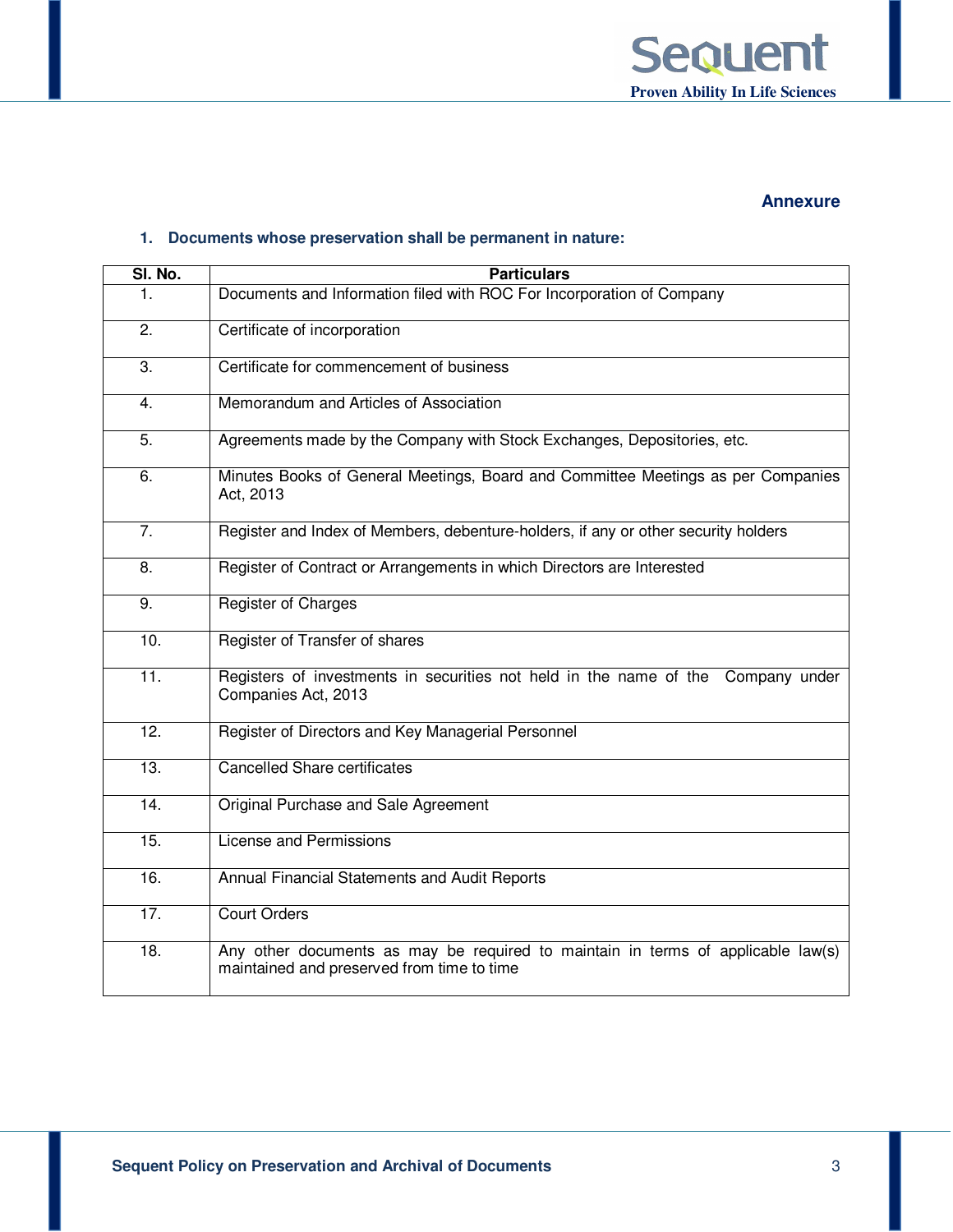**Annexure**

1. **Documents whose preservation shall be permanent in nature:**

| Sl. No. | Particulars |
|---|---|
| 1. | Documents and Information filed with ROC For Incorporation of Company |
| 2. | Certificate of incorporation |
| 3. | Certificate for commencement of business |
| 4. | Memorandum and Articles of Association |
| 5. | Agreements made by the Company with Stock Exchanges, Depositories, etc. |
| 6. | Minutes Books of General Meetings, Board and Committee Meetings as per Companies Act, 2013 |
| 7. | Register and Index of Members, debenture-holders, if any or other security holders |
| 8. | Register of Contract or Arrangements in which Directors are Interested |
| 9. | Register of Charges |
| 10. | Register of Transfer of shares |
| 11. | Registers of investments in securities not held in the name of the Company under Companies Act, 2013 |
| 12. | Register of Directors and Key Managerial Personnel |
| 13. | Cancelled Share certificates |
| 14. | Original Purchase and Sale Agreement |
| 15. | License and Permissions |
| 16. | Annual Financial Statements and Audit Reports |
| 17. | Court Orders |
| 18. | Any other documents as may be required to maintain in terms of applicable law(s) maintained and preserved from time to time |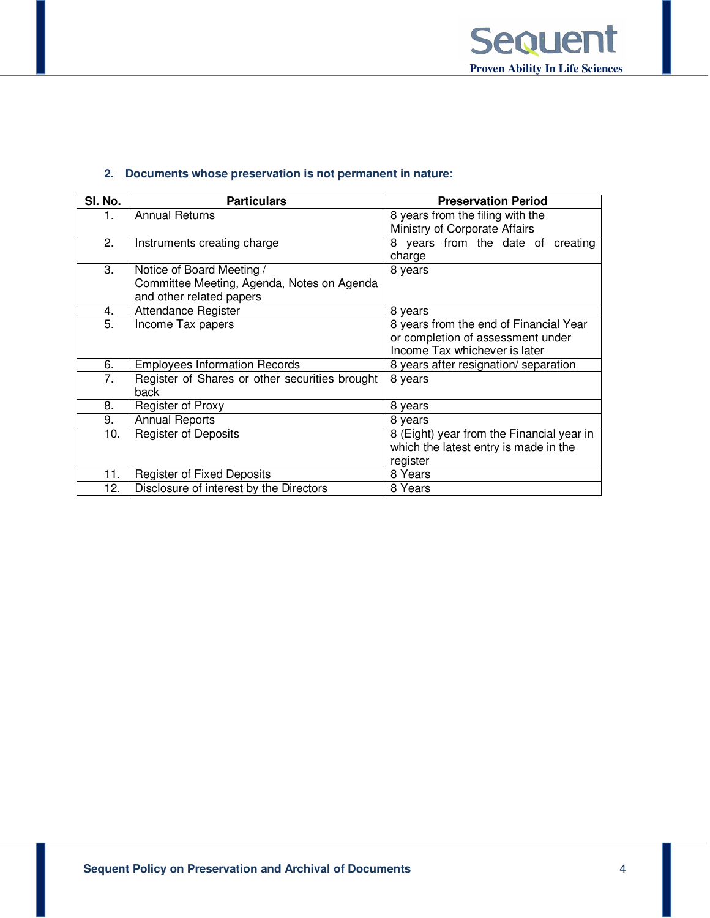## 2. Documents whose preservation is not permanent in nature:

| Sl. No. | Particulars | Preservation Period |
|---|---|---|
| 1. | Annual Returns | 8 years from the filing with the Ministry of Corporate Affairs |
| 2. | Instruments creating charge | 8 years from the date of creating charge |
| 3. | Notice of Board Meeting / Committee Meeting, Agenda, Notes on Agenda and other related papers | 8 years |
| 4. | Attendance Register | 8 years |
| 5. | Income Tax papers | 8 years from the end of Financial Year or completion of assessment under Income Tax whichever is later |
| 6. | Employees Information Records | 8 years after resignation/ separation |
| 7. | Register of Shares or other securities brought back | 8 years |
| 8. | Register of Proxy | 8 years |
| 9. | Annual Reports | 8 years |
| 10. | Register of Deposits | 8 (Eight) year from the Financial year in which the latest entry is made in the register |
| 11. | Register of Fixed Deposits | 8 Years |
| 12. | Disclosure of interest by the Directors | 8 Years |